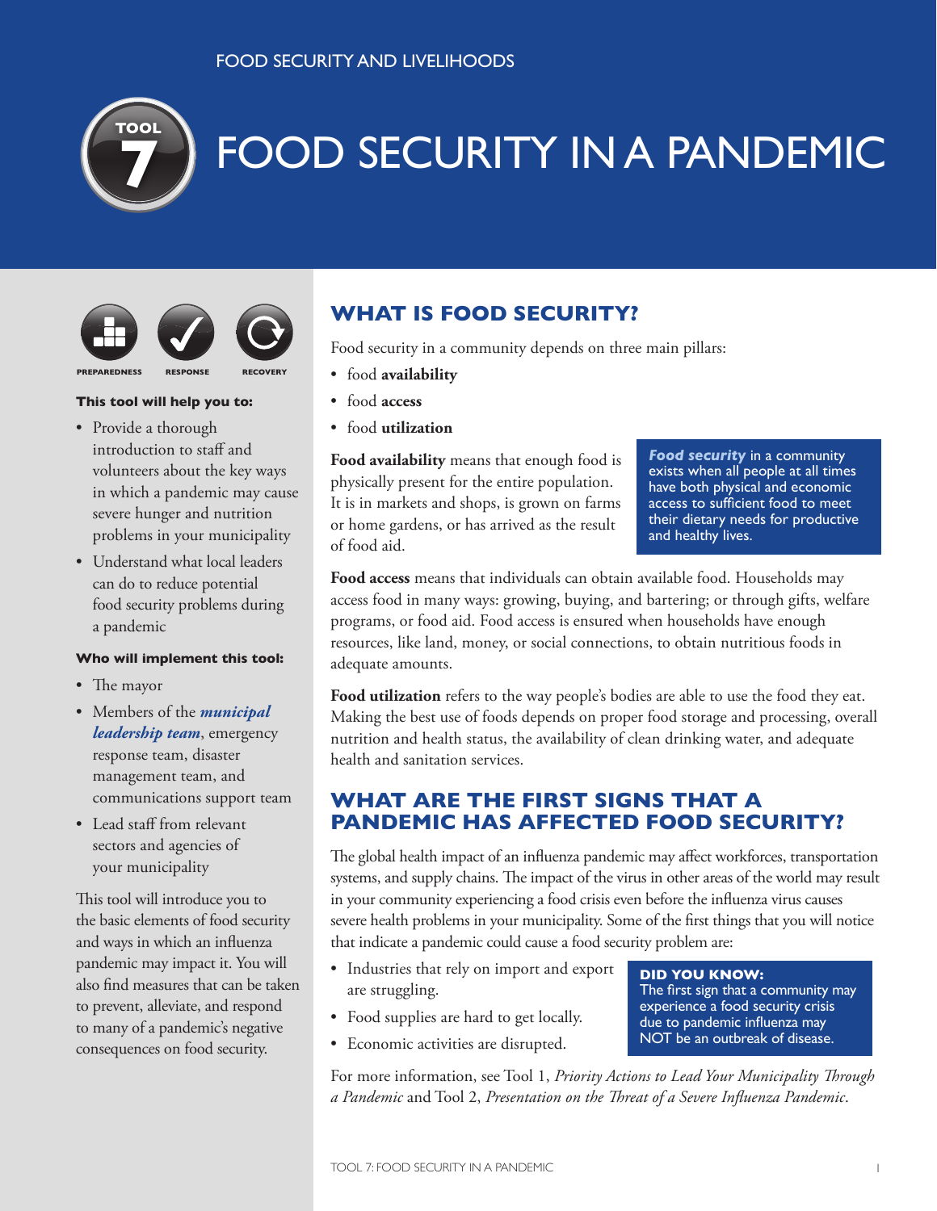FOOD SECURITY AND LIVELIHOODS

# TOOL 7 FOOD SECURITY IN A PANDEMIC

PREPAREDNESS RESPONSE RECOVERY

**This tool will help you to:**

- Provide a thorough introduction to staff and volunteers about the key ways in which a pandemic may cause severe hunger and nutrition problems in your municipality
- Understand what local leaders can do to reduce potential food security problems during a pandemic

**Who will implement this tool:**

- The mayor
- Members of the ***municipal leadership team***, emergency response team, disaster management team, and communications support team
- Lead staff from relevant sectors and agencies of your municipality

This tool will introduce you to the basic elements of food security and ways in which an influenza pandemic may impact it. You will also find measures that can be taken to prevent, alleviate, and respond to many of a pandemic's negative consequences on food security.

## WHAT IS FOOD SECURITY?

Food security in a community depends on three main pillars:

- food **availability**
- food **access**
- food **utilization**

**Food availability** means that enough food is physically present for the entire population. It is in markets and shops, is grown on farms or home gardens, or has arrived as the result of food aid.

> ***Food security*** in a community exists when all people at all times have both physical and economic access to sufficient food to meet their dietary needs for productive and healthy lives.

**Food access** means that individuals can obtain available food. Households may access food in many ways: growing, buying, and bartering; or through gifts, welfare programs, or food aid. Food access is ensured when households have enough resources, like land, money, or social connections, to obtain nutritious foods in adequate amounts.

**Food utilization** refers to the way people's bodies are able to use the food they eat. Making the best use of foods depends on proper food storage and processing, overall nutrition and health status, the availability of clean drinking water, and adequate health and sanitation services.

## WHAT ARE THE FIRST SIGNS THAT A PANDEMIC HAS AFFECTED FOOD SECURITY?

The global health impact of an influenza pandemic may affect workforces, transportation systems, and supply chains. The impact of the virus in other areas of the world may result in your community experiencing a food crisis even before the influenza virus causes severe health problems in your municipality. Some of the first things that you will notice that indicate a pandemic could cause a food security problem are:

- Industries that rely on import and export are struggling.
- Food supplies are hard to get locally.
- Economic activities are disrupted.

> **DID YOU KNOW:**
> The first sign that a community may experience a food security crisis due to pandemic influenza may NOT be an outbreak of disease.

For more information, see Tool 1, *Priority Actions to Lead Your Municipality Through a Pandemic* and Tool 2, *Presentation on the Threat of a Severe Influenza Pandemic*.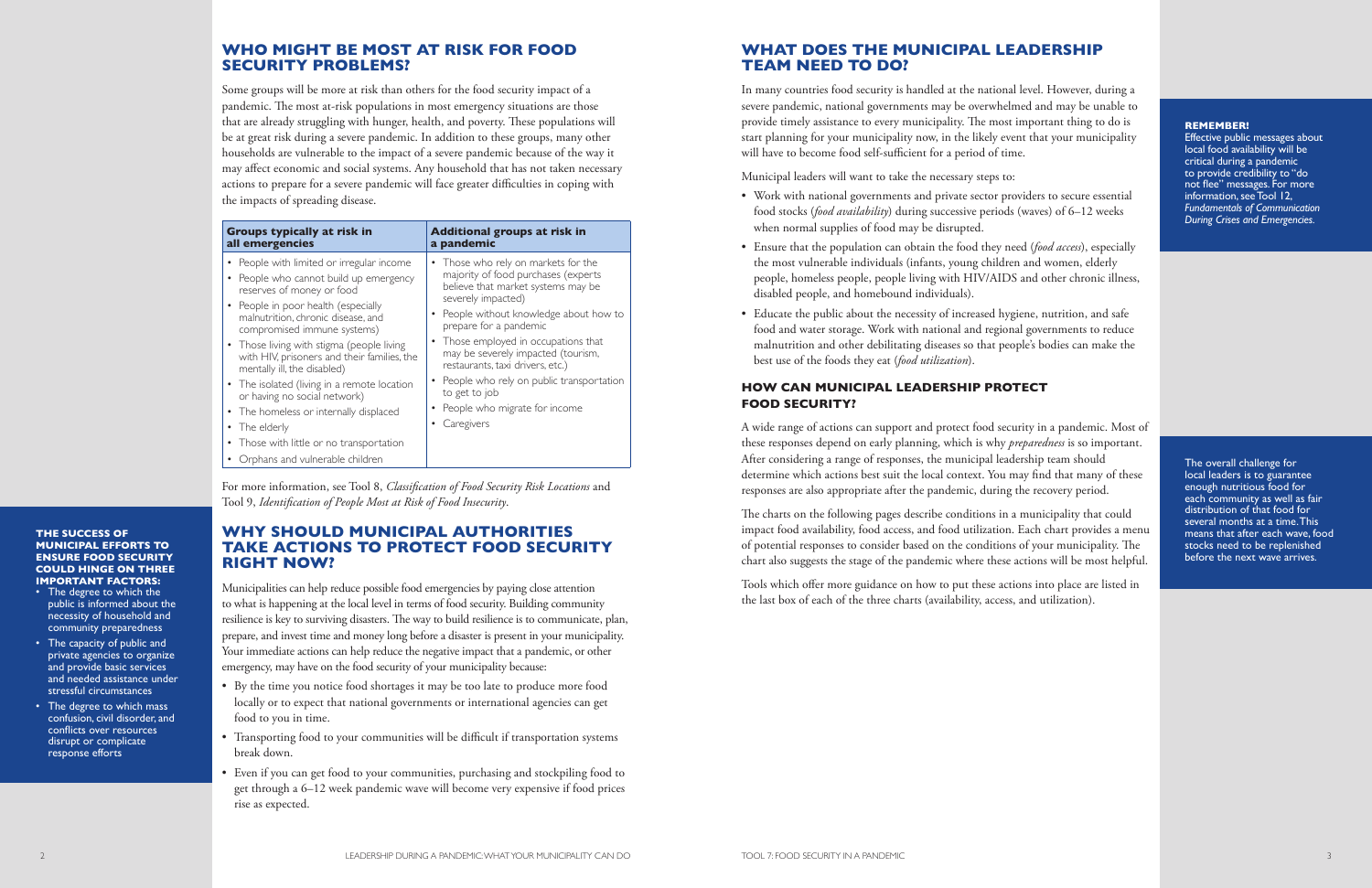## WHO MIGHT BE MOST AT RISK FOR FOOD SECURITY PROBLEMS?

Some groups will be more at risk than others for the food security impact of a pandemic. The most at-risk populations in most emergency situations are those that are already struggling with hunger, health, and poverty. These populations will be at great risk during a severe pandemic. In addition to these groups, many other households are vulnerable to the impact of a severe pandemic because of the way it may affect economic and social systems. Any household that has not taken necessary actions to prepare for a severe pandemic will face greater difficulties in coping with the impacts of spreading disease.

| Groups typically at risk in all emergencies | Additional groups at risk in a pandemic |
|---|---|
| • People with limited or irregular income<br>• People who cannot build up emergency reserves of money or food<br>• People in poor health (especially malnutrition, chronic disease, and compromised immune systems)<br>• Those living with stigma (people living with HIV, prisoners and their families, the mentally ill, the disabled)<br>• The isolated (living in a remote location or having no social network)<br>• The homeless or internally displaced<br>• The elderly<br>• Those with little or no transportation<br>• Orphans and vulnerable children | • Those who rely on markets for the majority of food purchases (experts believe that market systems may be severely impacted)<br>• People without knowledge about how to prepare for a pandemic<br>• Those employed in occupations that may be severely impacted (tourism, restaurants, taxi drivers, etc.)<br>• People who rely on public transportation to get to job<br>• People who migrate for income<br>• Caregivers |

For more information, see Tool 8, *Classification of Food Security Risk Locations* and Tool 9, *Identification of People Most at Risk of Food Insecurity*.

**THE SUCCESS OF MUNICIPAL EFFORTS TO ENSURE FOOD SECURITY COULD HINGE ON THREE IMPORTANT FACTORS:**

- The degree to which the public is informed about the necessity of household and community preparedness
- The capacity of public and private agencies to organize and provide basic services and needed assistance under stressful circumstances
- The degree to which mass confusion, civil disorder, and conflicts over resources disrupt or complicate response efforts

## WHY SHOULD MUNICIPAL AUTHORITIES TAKE ACTIONS TO PROTECT FOOD SECURITY RIGHT NOW?

Municipalities can help reduce possible food emergencies by paying close attention to what is happening at the local level in terms of food security. Building community resilience is key to surviving disasters. The way to build resilience is to communicate, plan, prepare, and invest time and money long before a disaster is present in your municipality. Your immediate actions can help reduce the negative impact that a pandemic, or other emergency, may have on the food security of your municipality because:

- By the time you notice food shortages it may be too late to produce more food locally or to expect that national governments or international agencies can get food to you in time.
- Transporting food to your communities will be difficult if transportation systems break down.
- Even if you can get food to your communities, purchasing and stockpiling food to get through a 6–12 week pandemic wave will become very expensive if food prices rise as expected.

## WHAT DOES THE MUNICIPAL LEADERSHIP TEAM NEED TO DO?

In many countries food security is handled at the national level. However, during a severe pandemic, national governments may be overwhelmed and may be unable to provide timely assistance to every municipality. The most important thing to do is start planning for your municipality now, in the likely event that your municipality will have to become food self-sufficient for a period of time.

Municipal leaders will want to take the necessary steps to:

- Work with national governments and private sector providers to secure essential food stocks (*food availability*) during successive periods (waves) of 6–12 weeks when normal supplies of food may be disrupted.
- Ensure that the population can obtain the food they need (*food access*), especially the most vulnerable individuals (infants, young children and women, elderly people, homeless people, people living with HIV/AIDS and other chronic illness, disabled people, and homebound individuals).
- Educate the public about the necessity of increased hygiene, nutrition, and safe food and water storage. Work with national and regional governments to reduce malnutrition and other debilitating diseases so that people's bodies can make the best use of the foods they eat (*food utilization*).

**REMEMBER!**
Effective public messages about local food availability will be critical during a pandemic to provide credibility to "do not flee" messages. For more information, see Tool 12, *Fundamentals of Communication During Crises and Emergencies*.

### HOW CAN MUNICIPAL LEADERSHIP PROTECT FOOD SECURITY?

A wide range of actions can support and protect food security in a pandemic. Most of these responses depend on early planning, which is why *preparedness* is so important. After considering a range of responses, the municipal leadership team should determine which actions best suit the local context. You may find that many of these responses are also appropriate after the pandemic, during the recovery period.

The overall challenge for local leaders is to guarantee enough nutritious food for each community as well as fair distribution of that food for several months at a time. This means that after each wave, food stocks need to be replenished before the next wave arrives.

The charts on the following pages describe conditions in a municipality that could impact food availability, food access, and food utilization. Each chart provides a menu of potential responses to consider based on the conditions of your municipality. The chart also suggests the stage of the pandemic where these actions will be most helpful.

Tools which offer more guidance on how to put these actions into place are listed in the last box of each of the three charts (availability, access, and utilization).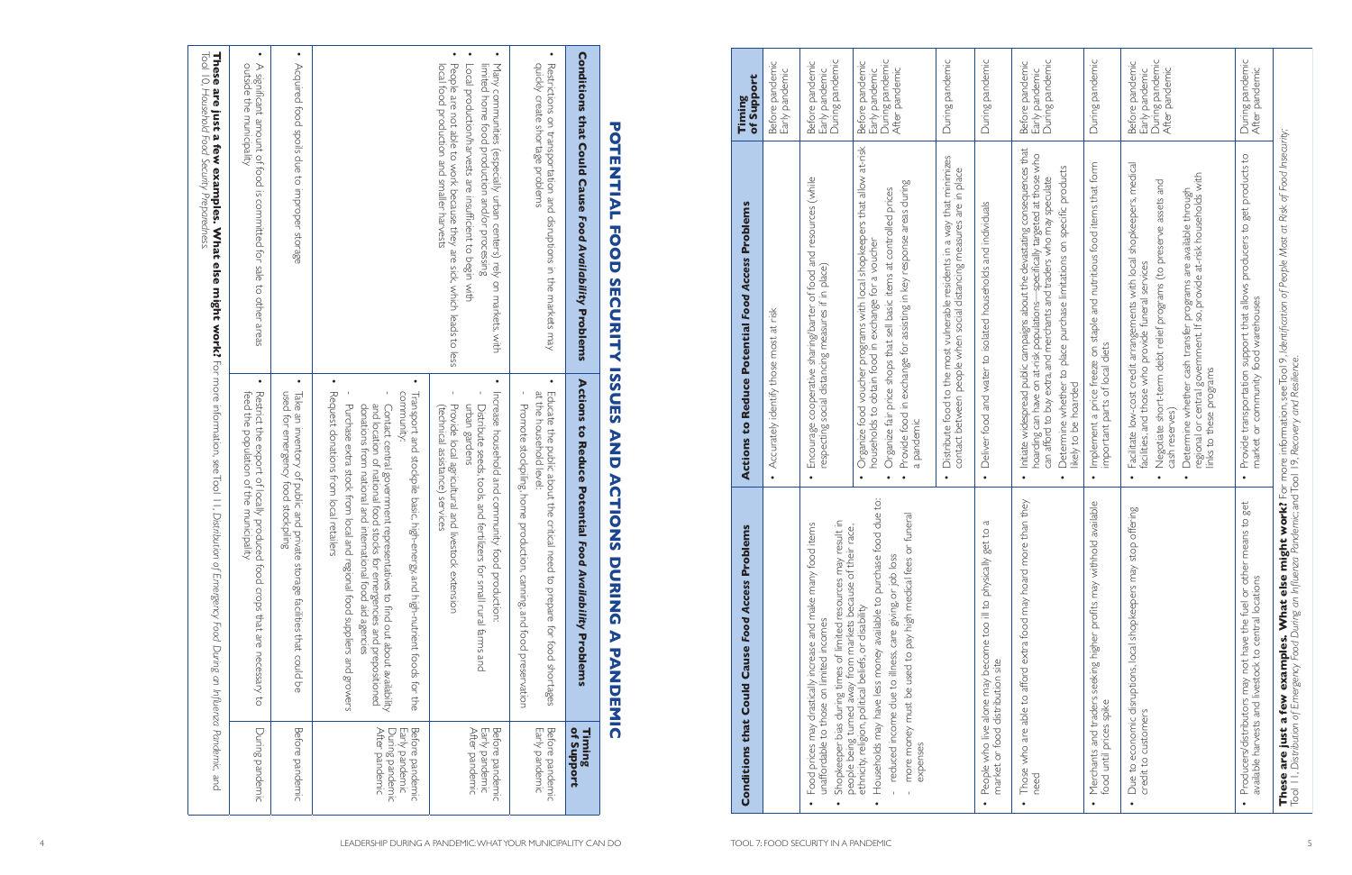# POTENTIAL FOOD SECURITY ISSUES AND ACTIONS DURING A PANDEMIC

| Conditions that Could Cause *Food Availability* Problems | Actions to Reduce Potential *Food Availability* Problems | Timing of Support |
|---|---|---|
| • Restrictions on transportation and disruptions in the markets may quickly create shortage problems | • Educate the public about the critical need to prepare for food shortages at the household level:<br>- Promote stockpiling, home production, canning, and food preservation | Before pandemic<br>Early pandemic |
| • Many communities (especially urban centers) rely on markets with limited home food production and/or processing<br>• Local production/harvests are insufficient to begin with<br>• People are not able to work because they are sick, which leads to less local food production and smaller harvests | • Increase household and community food production:<br>- Distribute seeds, tools, and fertilizers for small rural farms and urban gardens<br>- Provide local agricultural and livestock extension (technical assistance) services | Before pandemic<br>Early pandemic<br>After pandemic |
| | • Transport and stockpile basic, high-energy, and high-nutrient foods for the community:<br>- Contact central government representatives to find out about availability and location of national food stocks for emergencies and prepositioned donations from national and international food aid agencies<br>- Purchase extra stock from local and regional food suppliers and growers<br>• Request donations from local retailers | Before pandemic<br>Early pandemic<br>During pandemic<br>After pandemic |
| • Acquired food spoils due to improper storage | • Take an inventory of public and private storage facilities that could be used for emergency food stockpiling | Before pandemic |
| • A significant amount of food is committed for sale to other areas outside the municipality | • Restrict the export of locally produced food crops that are necessary to feed the population of the municipality | During pandemic |

**These are just a few examples. What else might work?** For more information, see Tool 11, *Distribution of Emergency Food During an Influenza Pandemic*, and Tool 10, *Household Food Security Preparedness.*

| Conditions that Could Cause Food *Access* Problems | Actions to Reduce Potential Food *Access* Problems | Timing of Support |
|---|---|---|
| | • Accurately identify those most at risk | Before pandemic<br>Early pandemic |
| • Food prices may drastically increase and make many food items unaffordable to those on limited incomes<br>• Shopkeeper bias during times of limited resources may result in people being turned away from markets because of their race, ethnicity, religion, political beliefs, or disability | • Encourage cooperative sharing/barter of food and resources (while respecting social distancing measures if in place) | Before pandemic<br>Early pandemic<br>During pandemic |
| • Households may have less money available to purchase food due to:<br>- reduced income due to illness, care giving, or job loss<br>- more money must be used to pay high medical fees or funeral expenses | • Organize food voucher programs with local shopkeepers that allow at-risk households to obtain food in exchange for a voucher<br>• Organize fair price shops that sell basic items at controlled prices<br>• Provide food in exchange for assisting in key response areas during a pandemic | Before pandemic<br>Early pandemic<br>During pandemic<br>After pandemic |
| | • Distribute food to the most vulnerable residents in a way that minimizes contact between people when social distancing measures are in place | During pandemic |
| • People who live alone may become too ill to physically get to a market or food distribution site | • Deliver food and water to isolated households and individuals | During pandemic |
| • Those who are able to afford extra food may hoard more than they need | • Initiate widespread public campaigns about the devastating consequences that hoarding can have on at-risk populations—specifically targeted at those who can afford to buy extra, and merchants and traders who may speculate<br>• Determine whether to place purchase limitations on specific products likely to be hoarded | Before pandemic<br>Early pandemic<br>During pandemic |
| • Merchants and traders seeking higher profits may withhold available food until prices spike | • Implement a price freeze on staple and nutritious food items that form important parts of local diets | During pandemic |
| • Due to economic disruptions, local shopkeepers may stop offering credit to customers | • Facilitate low-cost credit arrangements with local shopkeepers, medical facilities, and those who provide funeral services<br>• Negotiate short-term debt relief programs (to preserve assets and cash reserves)<br>• Determine whether cash transfer programs are available through regional or central government. If so, provide at-risk households with links to these programs | Before pandemic<br>Early pandemic<br>During pandemic<br>After pandemic |
| • Producers/distributors may not have the fuel or other means to get available harvests and livestock to central locations | • Provide transportation support that allows producers to get products to market or community food warehouses | During pandemic<br>After pandemic |

**These are just a few examples. What else might work?** For more information, see Tool 9, *Identification of People Most at Risk of Food Insecurity*; Tool 11, *Distribution of Emergency Food During an Influenza Pandemic*; and Tool 19, *Recovery and Resilience.*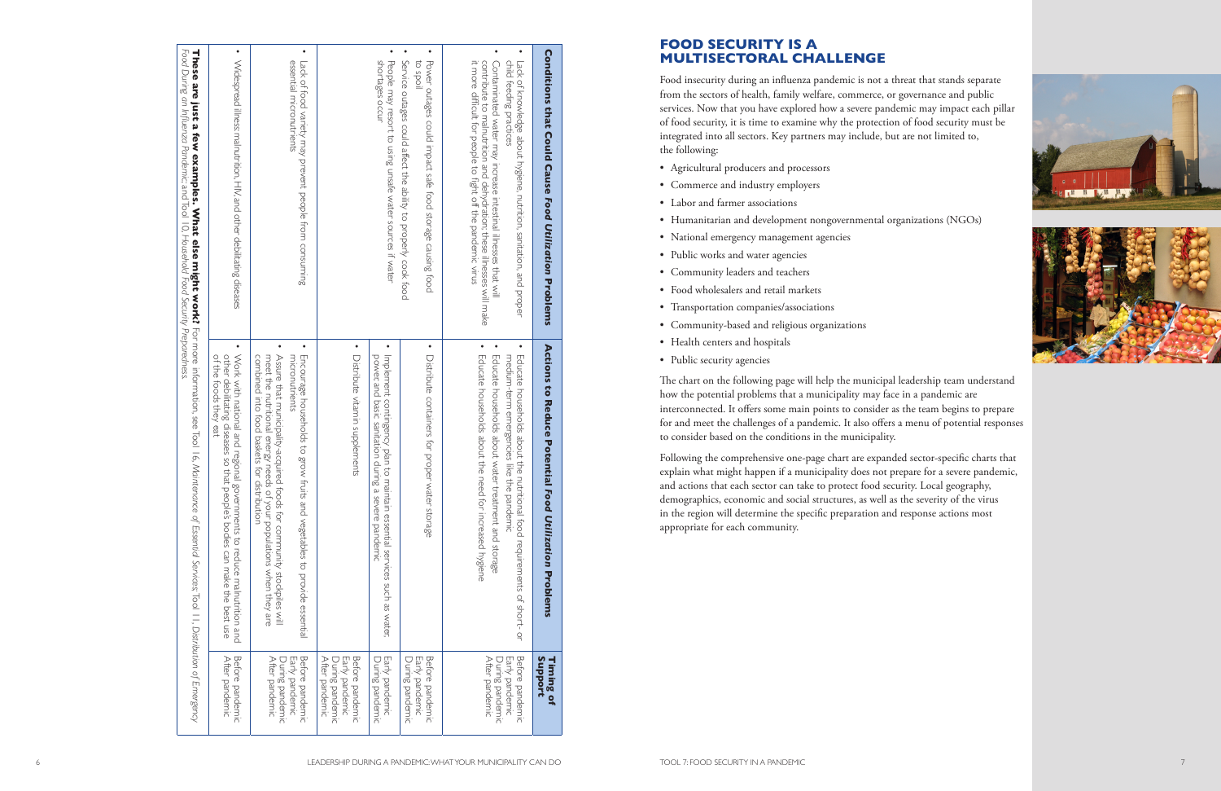| Conditions that Could Cause *Food Utilization* Problems | Actions to Reduce Potential *Food Utilization* Problems | Timing of Support |
|---|---|---|
| • Lack of knowledge about hygiene, nutrition, sanitation, and proper child feeding practices<br>• Contaminated water may increase intestinal illnesses that will contribute to malnutrition and dehydration; these illnesses will make it more difficult for people to fight off the pandemic virus | • Educate households about the nutritional food requirements of short- or medium-term emergencies like the pandemic<br>• Educate households about water treatment and storage<br>• Educate households about the need for increased hygiene | Before pandemic<br>Early pandemic<br>During pandemic<br>After pandemic |
| • Power outages could impact safe food storage causing food to spoil<br>• Service outages could affect the ability to properly cook food<br>• People may resort to using unsafe water sources if water shortages occur | • Distribute containers for proper water storage | Before pandemic<br>Early pandemic<br>During pandemic |
| | • Implement contingency plan to maintain essential services such as water, power, and basic sanitation during a severe pandemic | Early pandemic<br>During pandemic |
| | • Distribute vitamin supplements | Before pandemic<br>Early pandemic<br>During pandemic<br>After pandemic |
| • Lack of food variety may prevent people from consuming essential micronutrients | • Encourage households to grow fruits and vegetables to provide essential micronutrients<br>• Assure that municipality-acquired foods for community stockpiles will meet the nutritional energy needs of your populations when they are combined into food baskets for distribution | Before pandemic<br>Early pandemic<br>During pandemic<br>After pandemic |
| • Widespread illness: malnutrition, HIV, and other debilitating diseases | • Work with national and regional governments to reduce malnutrition and other debilitating diseases so that people's bodies can make the best use of the foods they eat | Before pandemic<br>After pandemic |

**These are just a few examples. What else might work?** For more information, see Tool 16, *Maintenance of Essential Services;* Tool 11, *Distribution of Emergency Food During an Influenza Pandemic;* and Tool 10, *Household Food Security Preparedness.*

## FOOD SECURITY IS A MULTISECTORAL CHALLENGE

Food insecurity during an influenza pandemic is not a threat that stands separate from the sectors of health, family welfare, commerce, or governance and public services. Now that you have explored how a severe pandemic may impact each pillar of food security, it is time to examine why the protection of food security must be integrated into all sectors. Key partners may include, but are not limited to, the following:

- Agricultural producers and processors
- Commerce and industry employers
- Labor and farmer associations
- Humanitarian and development nongovernmental organizations (NGOs)
- National emergency management agencies
- Public works and water agencies
- Community leaders and teachers
- Food wholesalers and retail markets
- Transportation companies/associations
- Community-based and religious organizations
- Health centers and hospitals
- Public security agencies

The chart on the following page will help the municipal leadership team understand how the potential problems that a municipality may face in a pandemic are interconnected. It offers some main points to consider as the team begins to prepare for and meet the challenges of a pandemic. It also offers a menu of potential responses to consider based on the conditions in the municipality.

Following the comprehensive one-page chart are expanded sector-specific charts that explain what might happen if a municipality does not prepare for a severe pandemic, and actions that each sector can take to protect food security. Local geography, demographics, economic and social structures, as well as the severity of the virus in the region will determine the specific preparation and response actions most appropriate for each community.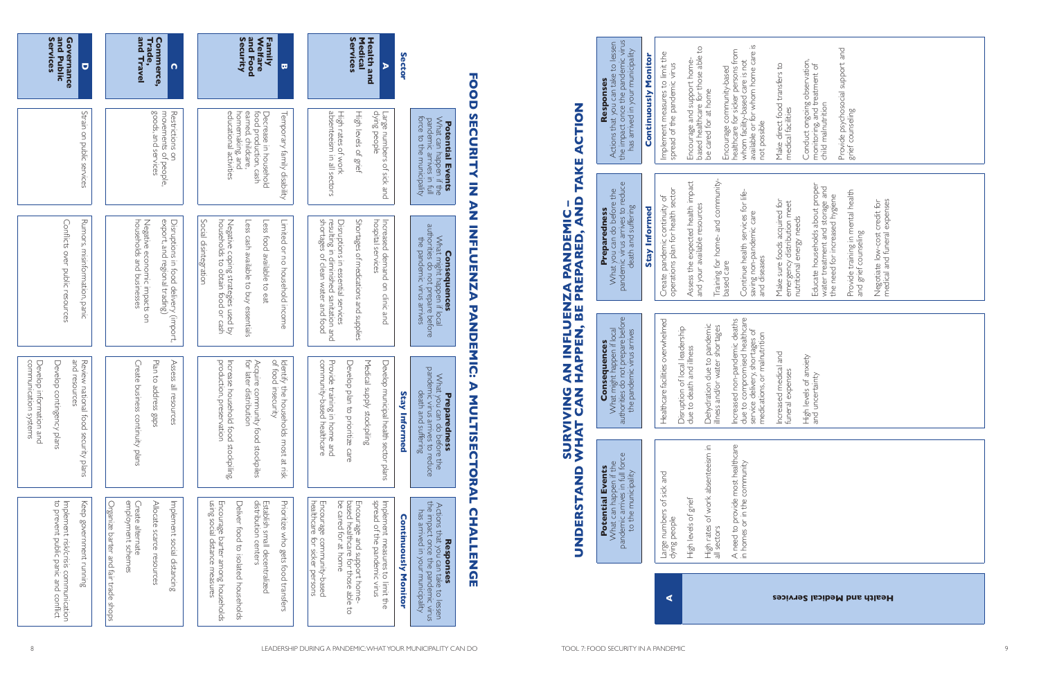# FOOD SECURITY IN AN INFLUENZA PANDEMIC: A MULTISECTORAL CHALLENGE

| Sector | Potential Events<br>What can happen if the pandemic arrives in full force to the municipality | Consequences<br>What might happen if local authorities do not prepare before the pandemic virus arrives | Preparedness<br>What you can do before the pandemic virus arrives to reduce death and suffering<br>**Stay Informed** | Responses<br>Actions that you can take to lessen the impact once the pandemic virus has arrived in your municipality<br>**Continuously Monitor** |
|---|---|---|---|---|
| **A Health and Medical Services** | Large numbers of sick and dying people<br>High levels of grief<br>High rates of work absenteeism in all sectors | Increased demand on clinic and hospital services<br>Shortages of medications and supplies<br>Disruptions in essential services resulting in diminished sanitation and shortages of clean water and food | Develop municipal health sector plans<br>Medical supply stockpiling<br>Develop plan to prioritize care<br>Provide training in home and community-based healthcare | Implement measures to limit the spread of the pandemic virus<br>Encourage and support home-based healthcare for those able to be cared for at home<br>Encourage community-based healthcare for sicker persons |
| **B Family Welfare and Food Security** | Temporary family disability<br>Decrease in household food production, cash earned, childcare, homemaking and educational activities | Limited or no household income<br>Less food available to eat<br>Less cash available to buy essentials<br>Negative coping strategies used by households to obtain food or cash<br>Social disintegration | Identify the households most at risk of food insecurity<br>Acquire community food stockpiles for later distribution<br>Increase household food stockpiling, production, preservation | Prioritize who gets food transfers<br>Establish small decentralized distribution centers<br>Deliver food to isolated households<br>Encourage barter among households using social distance measures |
| **C Commerce, Trade, and Travel** | Restrictions on movements of people, goods, and services | Disruptions in food delivery (import, export, and regional trading)<br>Negative economic impacts on households and businesses | Assess all resources<br>Plan to address gaps<br>Create business continuity plans | Implement social distancing<br>Allocate scarce resources<br>Create alternate employment schemes<br>Organize barter and fair trade shops |
| **D Governance and Public Services** | Strain on public services | Rumors, misinformation, panic<br>Conflicts over public resources | Review national food security plans and resources<br>Develop contingency plans<br>Develop information and communication systems | Keep government running<br>Implement risk/crisis communication to prevent public panic and conflict |

# SURVIVING AN INFLUENZA PANDEMIC – UNDERSTAND WHAT CAN HAPPEN, BE PREPARED, AND TAKE ACTION

## A Health and Medical Services

| Potential Events<br>What can happen if the pandemic arrives in full force to the municipality | Consequences<br>What might happen if local authorities do not prepare before the pandemic virus arrives | Preparedness<br>What you can do before the pandemic virus arrives to reduce death and suffering<br>**Stay Informed** | Responses<br>Actions that you can take to lessen the impact once the pandemic virus has arrived in your municipality<br>**Continuously Monitor** |
|---|---|---|---|
| Large numbers of sick and dying people<br>High levels of grief<br>High rates of work absenteeism in all sectors<br>A need to provide most healthcare in homes or in the community | Healthcare facilities overwhelmed<br>Disruption of local leadership due to death and illness<br>Dehydration due to pandemic illness and/or water shortages<br>Increased non-pandemic deaths due to compromised healthcare service delivery, shortages of medications, or malnutrition<br>Increased medical and funeral expenses<br>High levels of anxiety and uncertainty | Create pandemic continuity of operations plan for health sector<br>Assess the expected health impact and your available resources<br>Training for home- and community-based care<br>Continue health services for life-saving non-pandemic care and diseases<br>Make sure foods acquired for emergency distribution meet nutritional energy needs<br>Educate households about proper water treatment and storage and the need for increased hygiene<br>Provide training in mental health and grief counseling<br>Negotiate low-cost credit for medical and funeral expenses | Implement measures to limit the spread of the pandemic virus<br>Encourage and support home-based healthcare for those able to be cared for at home<br>Encourage community-based healthcare for sicker persons from whom facility-based care is not available or for whom home care is not possible<br>Make direct food transfers to medical facilities<br>Conduct ongoing observation, monitoring, and treatment of child malnutrition<br>Provide psychosocial support and grief counseling |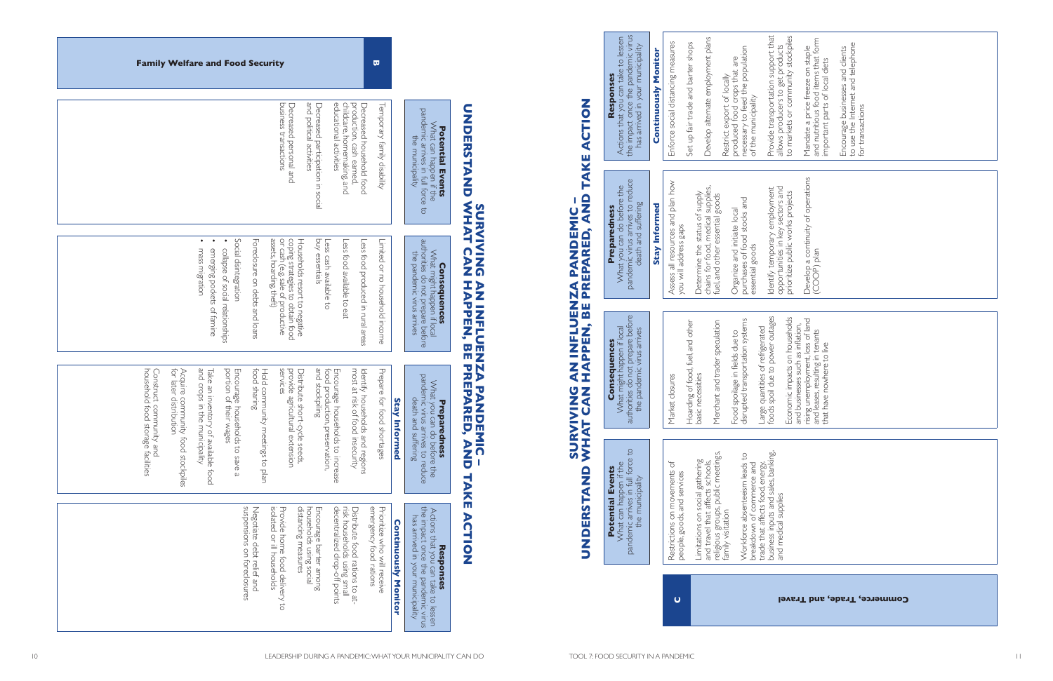# SURVIVING AN INFLUENZA PANDEMIC – UNDERSTAND WHAT CAN HAPPEN, BE PREPARED, AND TAKE ACTION

## B — Family Welfare and Food Security

| Potential Events<br>What can happen if the pandemic arrives in full force to the municipality | Consequences<br>What might happen if local authorities do not prepare before the pandemic virus arrives | Preparedness<br>What you can do before the pandemic virus arrives to reduce death and suffering<br>**Stay Informed** | Responses<br>Actions that you can take to lessen the impact once the pandemic virus has arrived in your municipality<br>**Continuously Monitor** |
|---|---|---|---|
| Temporary family disability<br><br>Decreased household food production, cash earned, childcare, homemaking and educational activities<br><br>Decreased participation in social and political activities<br><br>Decreased personal and business transactions | Limited or no household income<br><br>Less food produced in rural areas<br><br>Less food available to eat<br><br>Less cash available to buy essentials<br><br>Households resort to negative coping strategies to obtain food or cash (e.g. sale of productive assets, hoarding, theft)<br><br>Foreclosure on debts and loans<br><br>Social disintegration<br>• collapse of social relationships<br>• emerging pockets of famine<br>• mass migration | Prepare for food shortages<br><br>Identify households and regions most at risk of food insecurity<br><br>Encourage households to increase food production, preservation, and stockpiling<br><br>Distribute short-cycle seeds, provide agricultural extension services<br><br>Hold community meetings to plan food sharing<br><br>Encourage households to save a portion of their wages<br><br>Take an inventory of available food and crops in the municipality<br><br>Acquire community food stockpiles for later distribution<br><br>Construct community and household food storage facilities | Prioritize who will receive emergency food rations<br><br>Distribute food rations to at-risk households using small decentralized drop-off points<br><br>Encourage barter among households using social distancing measures<br><br>Provide home food delivery to isolated or ill households<br><br>Negotiate debt relief and suspensions on foreclosures |

## C — Commerce, Trade, and Travel

| Potential Events<br>What can happen if the pandemic arrives in full force to the municipality | Consequences<br>What might happen if local authorities do not prepare before the pandemic virus arrives | Preparedness<br>What you can do before the pandemic virus arrives to reduce death and suffering<br>**Stay Informed** | Responses<br>Actions that you can take to lessen the impact once the pandemic virus has arrived in your municipality<br>**Continuously Monitor** |
|---|---|---|---|
| Restrictions on movements of people, goods, and services<br><br>Limitations on social gathering and travel that affects schools, religious groups, public meetings, family visitation<br><br>Workforce absenteeism leads to breakdown of commerce and trade that affects food, energy, business inputs and sales, banking, and medical supplies | Market closures<br><br>Hoarding of food, fuel and other basic necessities<br><br>Merchant and trader speculation<br><br>Food spoilage in fields due to disrupted transportation systems<br><br>Large quantities of refrigerated foods spoil due to power outages<br><br>Economic impacts on households and businesses such as inflation, rising unemployment, loss of land and leases, resulting in tenants that have nowhere to live | Assess all resources and plan how you will address gaps<br><br>Determine the status of supply chains for food, medical supplies, fuel, and other essential goods<br><br>Organize and initiate local purchases of food stocks and essential goods<br><br>Identify temporary employment opportunities in key sectors and prioritize public works projects<br><br>Develop a continuity of operations (COOP) plan | Enforce social distancing measures<br><br>Set up fair trade and barter shops<br><br>Develop alternate employment plans<br><br>Restrict export of locally produced food crops that are necessary to feed the population of the municipality<br><br>Provide transportation support that allows producers to get products to markets or community stockpiles<br><br>Mandate a price freeze on staple and nutritious food items that form important parts of local diets<br><br>Encourage businesses and clients to use the Internet and telephone for transactions |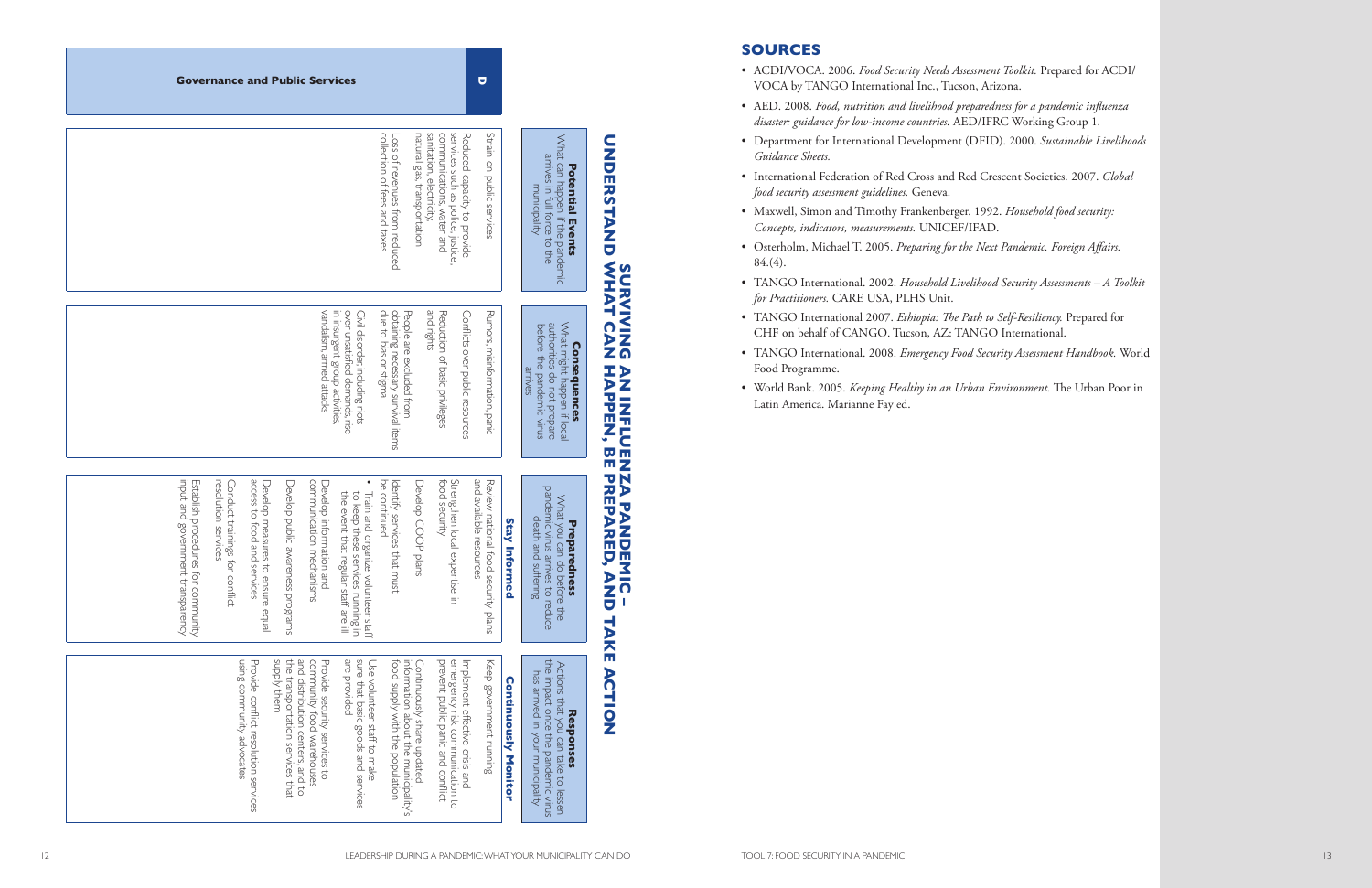# SURVIVING AN INFLUENZA PANDEMIC – UNDERSTAND WHAT CAN HAPPEN, BE PREPARED, AND TAKE ACTION

## D Governance and Public Services

| Potential Events<br>What can happen if the pandemic arrives in full force to the municipality | Consequences<br>What might happen if local authorities do not prepare before the pandemic virus arrives | Preparedness<br>What you can do before the pandemic virus arrives to reduce death and suffering<br>**Stay Informed** | Responses<br>Actions that you can take to lessen the impact once the pandemic virus has arrived in your municipality<br>**Continuously Monitor** |
|---|---|---|---|
| Strain on public services<br><br>Reduced capacity to provide services such as police, justice, communications, water and sanitation, electricity, natural gas, transportation<br><br>Loss of revenues from reduced collection of fees and taxes | Rumors, misinformation, panic<br><br>Conflicts over public resources<br><br>Reduction of basic privileges and rights<br><br>People are excluded from obtaining necessary survival items due to bias or stigma<br><br>Civil disorder including riots over unsatisfied demands, rise in insurgent group activities, vandalism, armed attacks | Review national food security plans and available resources<br><br>Strengthen local expertise in food security<br><br>Develop COOP plans<br><br>Identify services that must be continued<br>• Train and organize volunteer staff to keep these services running in the event that regular staff are ill<br><br>Develop information and communication mechanisms<br><br>Develop public awareness programs<br><br>Develop measures to ensure equal access to food and services<br><br>Conduct trainings for conflict resolution services<br><br>Establish procedures for community input and government transparency | Keep government running<br><br>Implement effective crisis and emergency risk communication to prevent public panic and conflict<br><br>Continuously share updated information about the municipality's food supply with the population<br><br>Use volunteer staff to make sure that basic goods and services are provided<br><br>Provide security services to community food warehouses and distribution centers, and to the transportation services that supply them<br><br>Provide conflict resolution services using community advocates |

## SOURCES

- ACDI/VOCA. 2006. *Food Security Needs Assessment Toolkit.* Prepared for ACDI/VOCA by TANGO International Inc., Tucson, Arizona.
- AED. 2008. *Food, nutrition and livelihood preparedness for a pandemic influenza disaster: guidance for low-income countries.* AED/IFRC Working Group 1.
- Department for International Development (DFID). 2000. *Sustainable Livelihoods Guidance Sheets.*
- International Federation of Red Cross and Red Crescent Societies. 2007. *Global food security assessment guidelines.* Geneva.
- Maxwell, Simon and Timothy Frankenberger. 1992. *Household food security: Concepts, indicators, measurements.* UNICEF/IFAD.
- Osterholm, Michael T. 2005. *Preparing for the Next Pandemic. Foreign Affairs.* 84.(4).
- TANGO International. 2002. *Household Livelihood Security Assessments – A Toolkit for Practitioners.* CARE USA, PLHS Unit.
- TANGO International 2007. *Ethiopia: The Path to Self-Resiliency.* Prepared for CHF on behalf of CANGO. Tucson, AZ: TANGO International.
- TANGO International. 2008. *Emergency Food Security Assessment Handbook.* World Food Programme.
- World Bank. 2005. *Keeping Healthy in an Urban Environment.* The Urban Poor in Latin America. Marianne Fay ed.